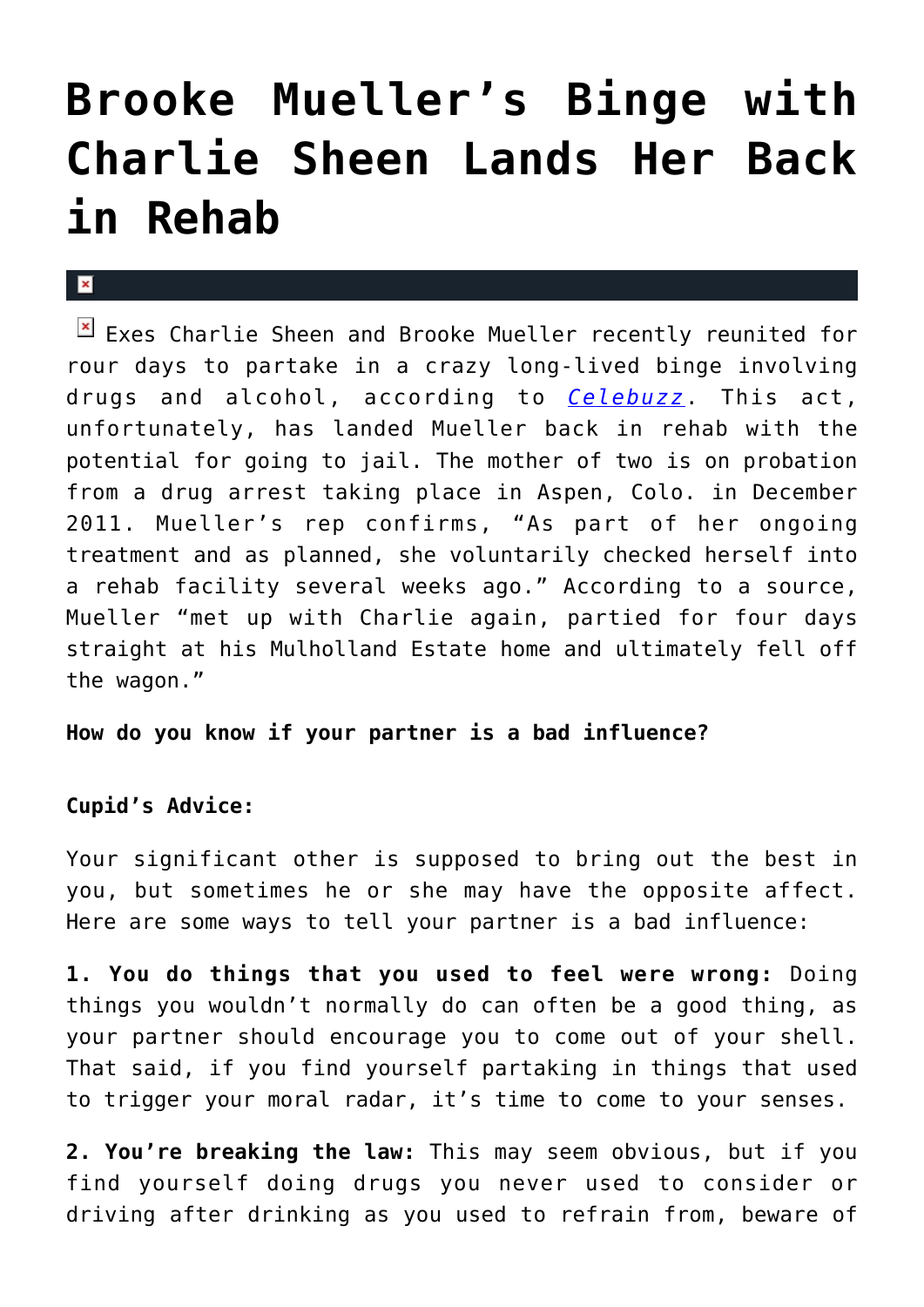# Brooke Mueller's Binge with Charlie Sheen Lands Her Back in Rehab

Exes Charlie Sheen and Brooke Mueller recently reunited for four days to partake in a crazy long-lived binge involving drugs and alcohol, according to *Celebuzz*. This act, unfortunately, has landed Mueller back in rehab with the potential for going to jail. The mother of two is on probation from a drug arrest taking place in Aspen, Colo. in December 2011. Mueller's rep confirms, "As part of her ongoing treatment and as planned, she voluntarily checked herself into a rehab facility several weeks ago." According to a source, Mueller "met up with Charlie again, partied for four days straight at his Mulholland Estate home and ultimately fell off the wagon."

**How do you know if your partner is a bad influence?**

**Cupid's Advice:**

Your significant other is supposed to bring out the best in you, but sometimes he or she may have the opposite affect. Here are some ways to tell your partner is a bad influence:

**1. You do things that you used to feel were wrong:** Doing things you wouldn't normally do can often be a good thing, as your partner should encourage you to come out of your shell. That said, if you find yourself partaking in things that used to trigger your moral radar, it's time to come to your senses.

**2. You're breaking the law:** This may seem obvious, but if you find yourself doing drugs you never used to consider or driving after drinking as you used to refrain from, beware of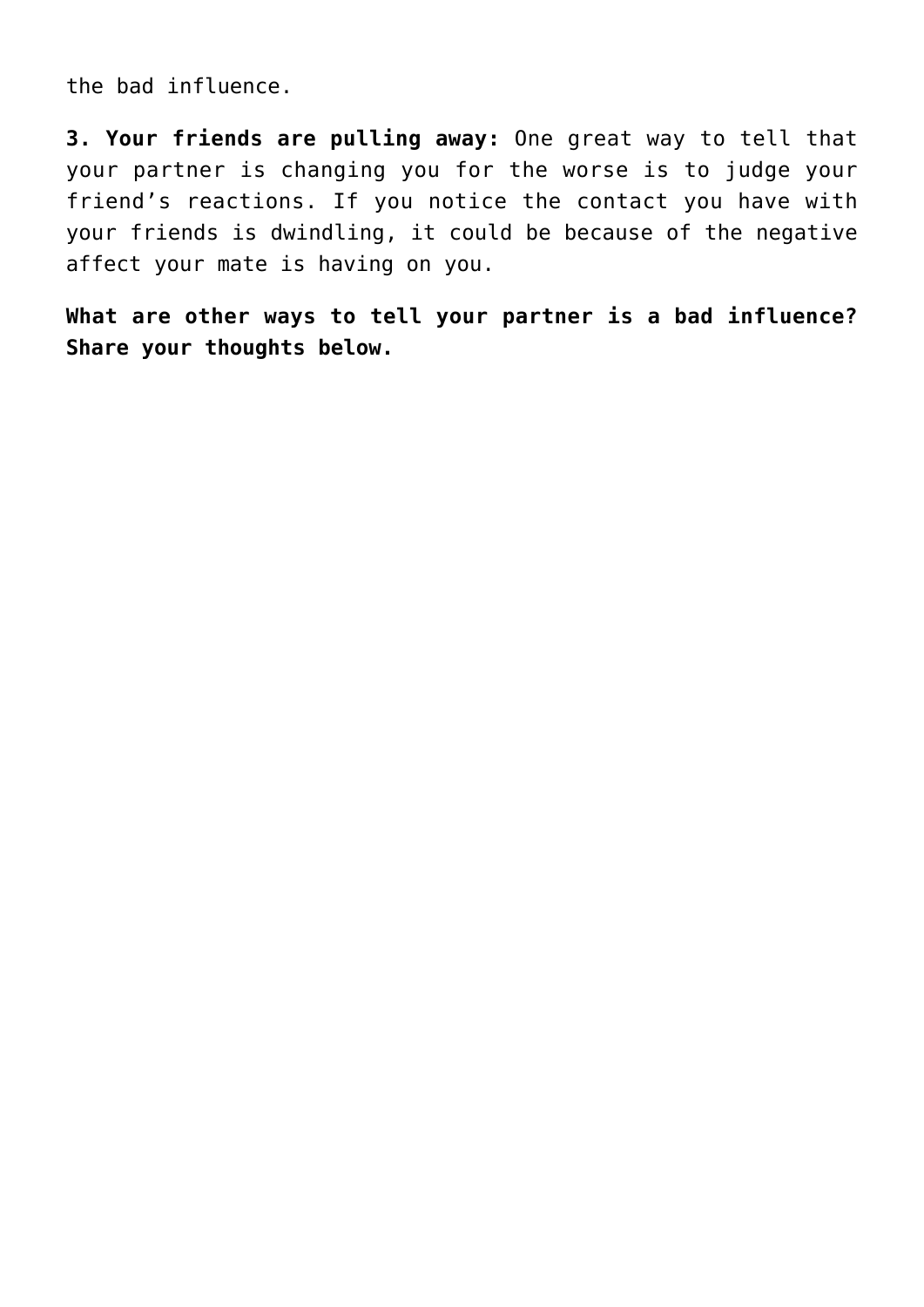the bad influence.

**3. Your friends are pulling away:** One great way to tell that your partner is changing you for the worse is to judge your friend's reactions. If you notice the contact you have with your friends is dwindling, it could be because of the negative affect your mate is having on you.

**What are other ways to tell your partner is a bad influence? Share your thoughts below.**